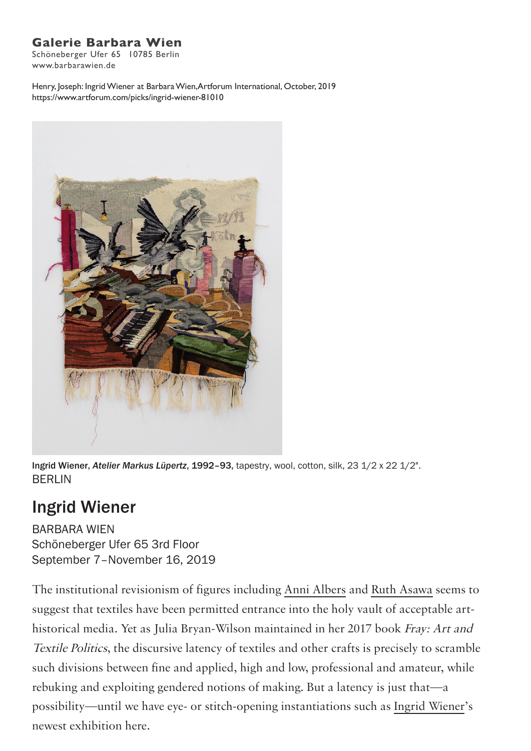**Galerie Barbara Wien**
Schöneberger Ufer 65 10785 Berlin
www.barbarawien.de

Henry, Joseph: Ingrid Wiener at Barbara Wien, Artforum International, October, 2019
https://www.artforum.com/picks/ingrid-wiener-81010

Ingrid Wiener, *Atelier Markus Lüpertz*, 1992–93, tapestry, wool, cotton, silk, 23 1/2 x 22 1/2".

BERLIN

# Ingrid Wiener

BARBARA WIEN
Schöneberger Ufer 65 3rd Floor
September 7–November 16, 2019

The institutional revisionism of figures including Anni Albers and Ruth Asawa seems to suggest that textiles have been permitted entrance into the holy vault of acceptable art-historical media. Yet as Julia Bryan-Wilson maintained in her 2017 book *Fray: Art and Textile Politics*, the discursive latency of textiles and other crafts is precisely to scramble such divisions between fine and applied, high and low, professional and amateur, while rebuking and exploiting gendered notions of making. But a latency is just that—a possibility—until we have eye- or stitch-opening instantiations such as Ingrid Wiener's newest exhibition here.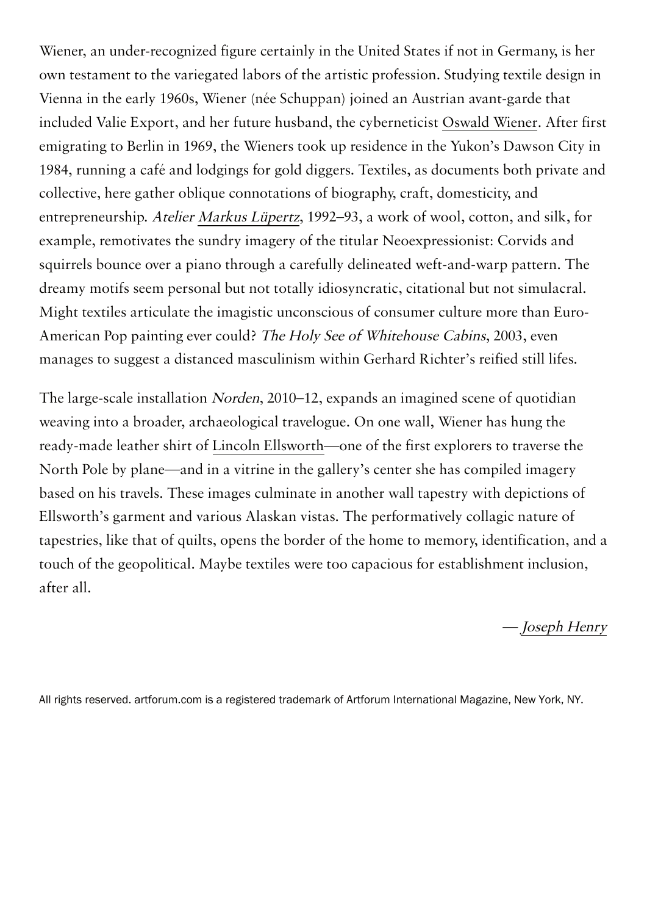Wiener, an under-recognized figure certainly in the United States if not in Germany, is her own testament to the variegated labors of the artistic profession. Studying textile design in Vienna in the early 1960s, Wiener (née Schuppan) joined an Austrian avant-garde that included Valie Export, and her future husband, the cyberneticist Oswald Wiener. After first emigrating to Berlin in 1969, the Wieners took up residence in the Yukon's Dawson City in 1984, running a café and lodgings for gold diggers. Textiles, as documents both private and collective, here gather oblique connotations of biography, craft, domesticity, and entrepreneurship. *Atelier Markus Lüpertz*, 1992–93, a work of wool, cotton, and silk, for example, remotivates the sundry imagery of the titular Neoexpressionist: Corvids and squirrels bounce over a piano through a carefully delineated weft-and-warp pattern. The dreamy motifs seem personal but not totally idiosyncratic, citational but not simulacral. Might textiles articulate the imagistic unconscious of consumer culture more than Euro-American Pop painting ever could? *The Holy See of Whitehouse Cabins*, 2003, even manages to suggest a distanced masculinism within Gerhard Richter's reified still lifes.

The large-scale installation *Norden*, 2010–12, expands an imagined scene of quotidian weaving into a broader, archaeological travelogue. On one wall, Wiener has hung the ready-made leather shirt of Lincoln Ellsworth—one of the first explorers to traverse the North Pole by plane—and in a vitrine in the gallery's center she has compiled imagery based on his travels. These images culminate in another wall tapestry with depictions of Ellsworth's garment and various Alaskan vistas. The performatively collagic nature of tapestries, like that of quilts, opens the border of the home to memory, identification, and a touch of the geopolitical. Maybe textiles were too capacious for establishment inclusion, after all.

— *Joseph Henry*

All rights reserved. artforum.com is a registered trademark of Artforum International Magazine, New York, NY.